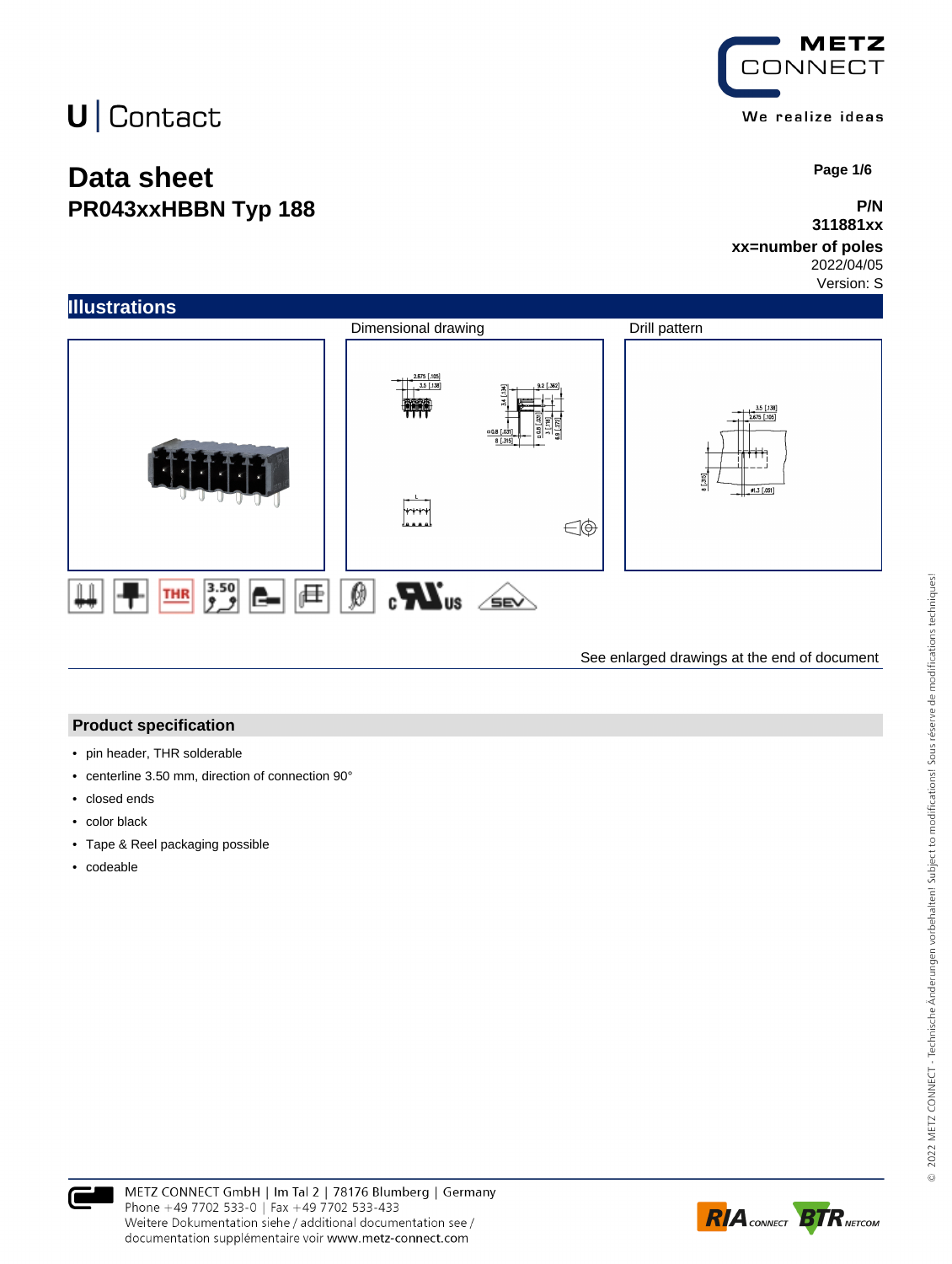U | Contact

METZ CONNECT

We realize ideas

# Data sheet

## PR043xxHBBN Typ 188

**Page 1/6**

**P/N**
**311881xx**
**xx=number of poles**
2022/04/05
Version: S

## Illustrations

Dimensional drawing

Drill pattern

See enlarged drawings at the end of document

## Product specification

- pin header, THR solderable
- centerline 3.50 mm, direction of connection 90°
- closed ends
- color black
- Tape & Reel packaging possible
- codeable

METZ CONNECT GmbH | Im Tal 2 | 78176 Blumberg | Germany
Phone +49 7702 533-0 | Fax +49 7702 533-433
Weitere Dokumentation siehe / additional documentation see / documentation supplémentaire voir www.metz-connect.com

© 2022 METZ CONNECT - Technische Änderungen vorbehalten! Subject to modifications! Sous réserve de modifications techniques!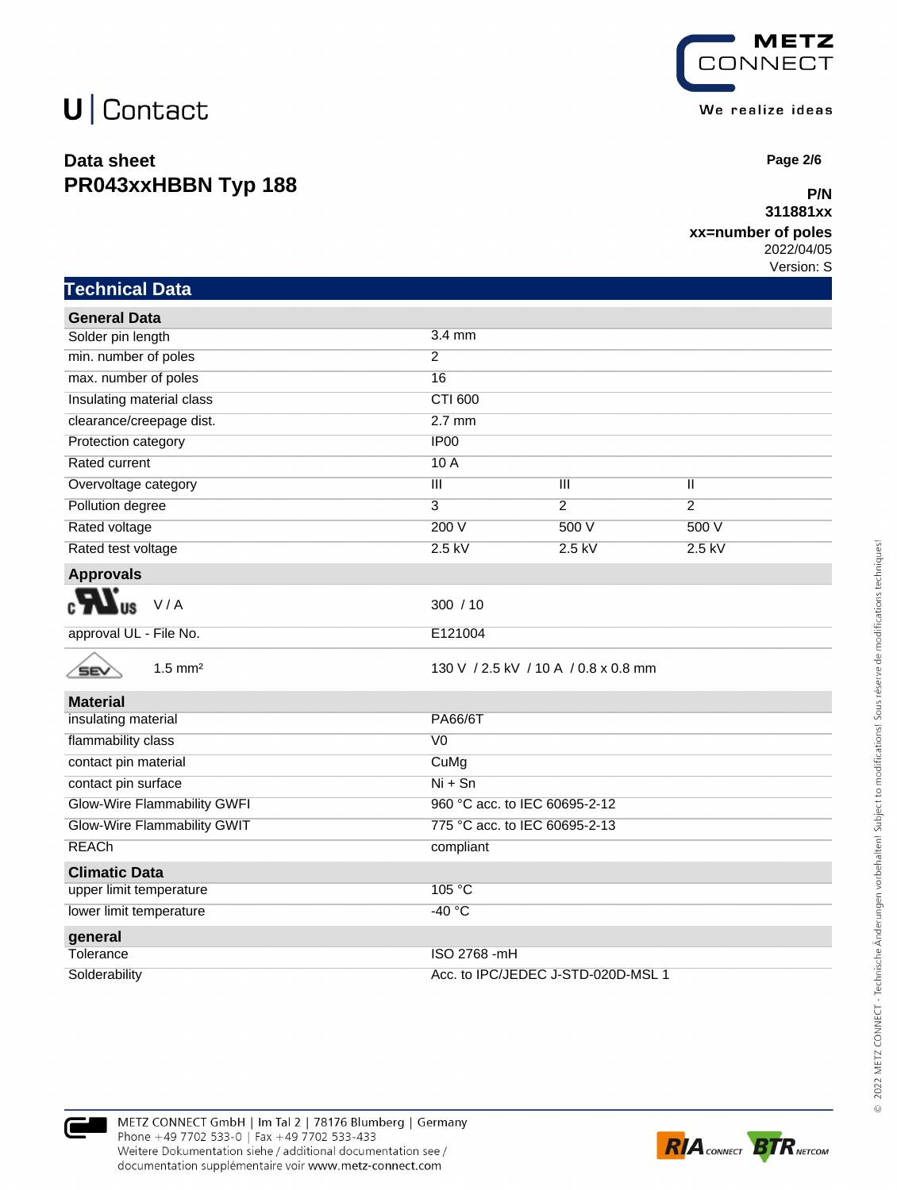U | Contact

**Data sheet**
**PR043xxHBBN Typ 188**

**P/N**
**311881xx**
**xx=number of poles**
2022/04/05
Version: S

## Technical Data

| **General Data** | | | |
|---|---|---|---|
| Solder pin length | 3.4 mm | | |
| min. number of poles | 2 | | |
| max. number of poles | 16 | | |
| Insulating material class | CTI 600 | | |
| clearance/creepage dist. | 2.7 mm | | |
| Protection category | IP00 | | |
| Rated current | 10 A | | |
| Overvoltage category | III | III | II |
| Pollution degree | 3 | 2 | 2 |
| Rated voltage | 200 V | 500 V | 500 V |
| Rated test voltage | 2.5 kV | 2.5 kV | 2.5 kV |

| **Approvals** | |
|---|---|
| cULus V / A | 300 / 10 |
| approval UL - File No. | E121004 |
| SEV 1.5 mm² | 130 V / 2.5 kV / 10 A / 0.8 x 0.8 mm |

| **Material** | |
|---|---|
| insulating material | PA66/6T |
| flammability class | V0 |
| contact pin material | CuMg |
| contact pin surface | Ni + Sn |
| Glow-Wire Flammability GWFI | 960 °C acc. to IEC 60695-2-12 |
| Glow-Wire Flammability GWIT | 775 °C acc. to IEC 60695-2-13 |
| REACh | compliant |

| **Climatic Data** | |
|---|---|
| upper limit temperature | 105 °C |
| lower limit temperature | -40 °C |

| **general** | |
|---|---|
| Tolerance | ISO 2768 -mH |
| Solderability | Acc. to IPC/JEDEC J-STD-020D-MSL 1 |

METZ CONNECT GmbH | Im Tal 2 | 78176 Blumberg | Germany
Phone +49 7702 533-0 | Fax +49 7702 533-433
Weitere Dokumentation siehe / additional documentation see /
documentation supplémentaire voir www.metz-connect.com

© 2022 METZ CONNECT - Technische Änderungen vorbehalten! Subject to modifications! Sous réserve de modifications techniques!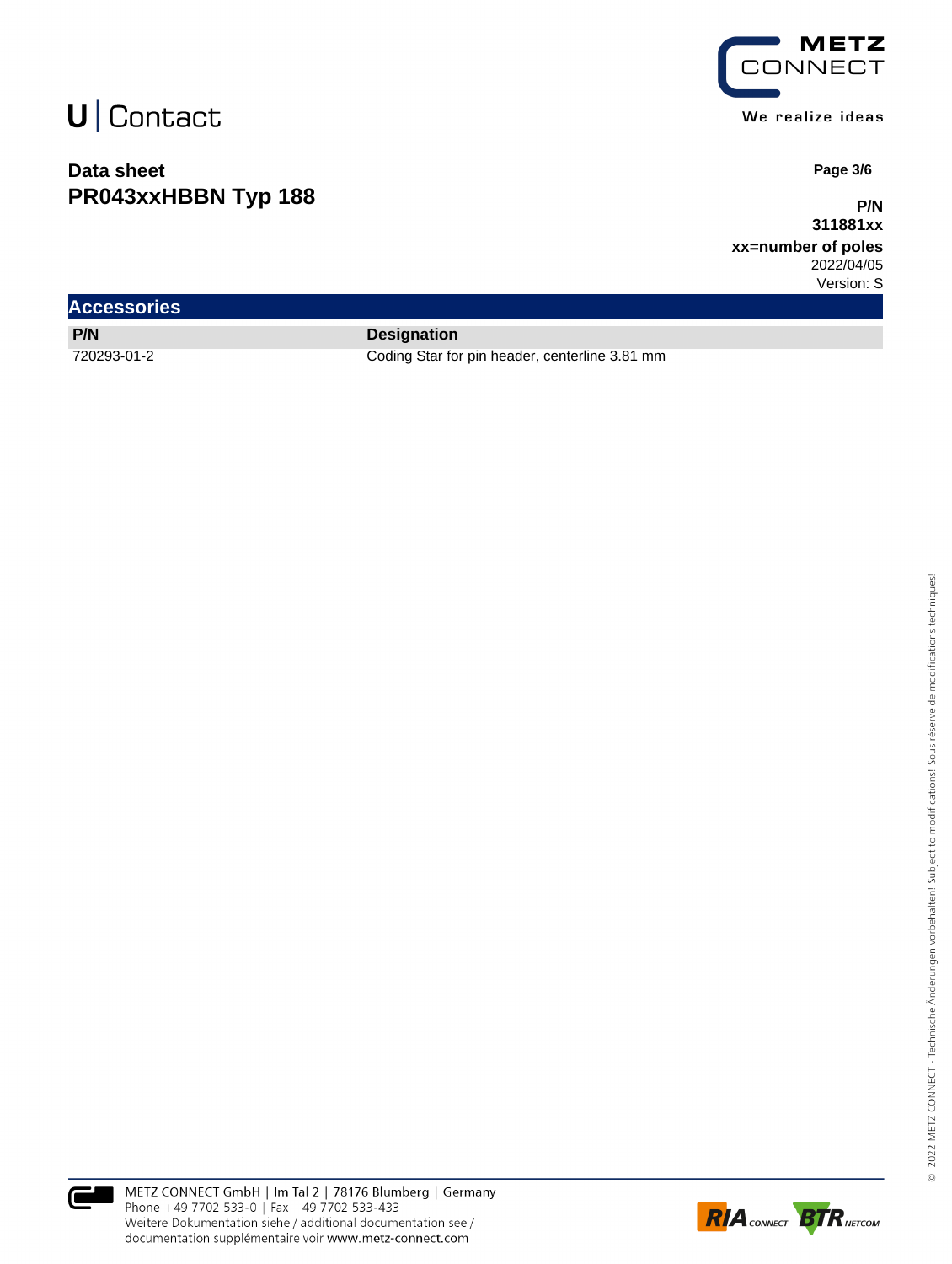## Accessories

| P/N | Designation |
|---|---|
| 720293-01-2 | Coding Star for pin header, centerline 3.81 mm |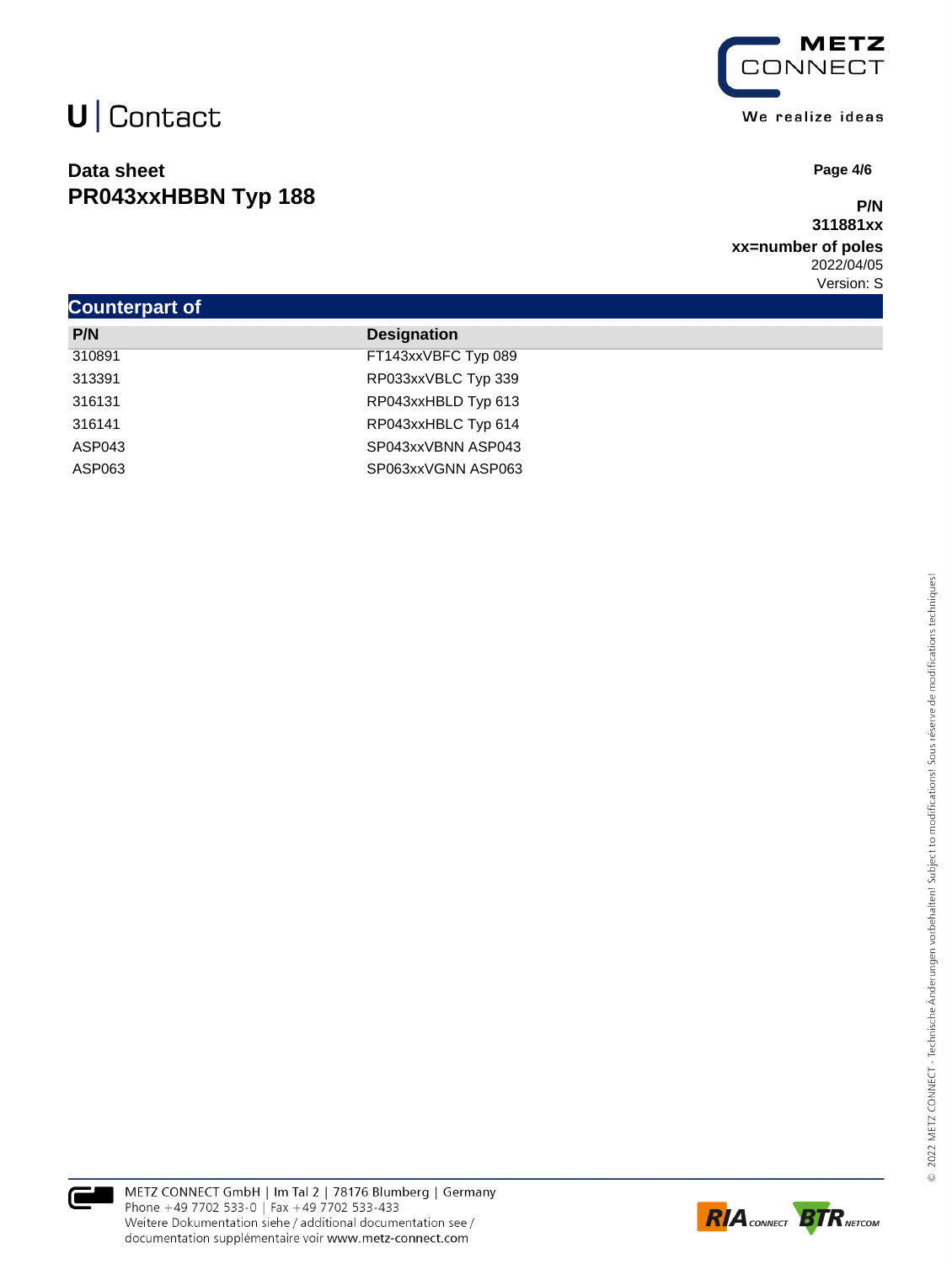## Counterpart of

| P/N | Designation |
|---|---|
| 310891 | FT143xxVBFC Typ 089 |
| 313391 | RP033xxVBLC Typ 339 |
| 316131 | RP043xxHBLD Typ 613 |
| 316141 | RP043xxHBLC Typ 614 |
| ASP043 | SP043xxVBNN ASP043 |
| ASP063 | SP063xxVGNN ASP063 |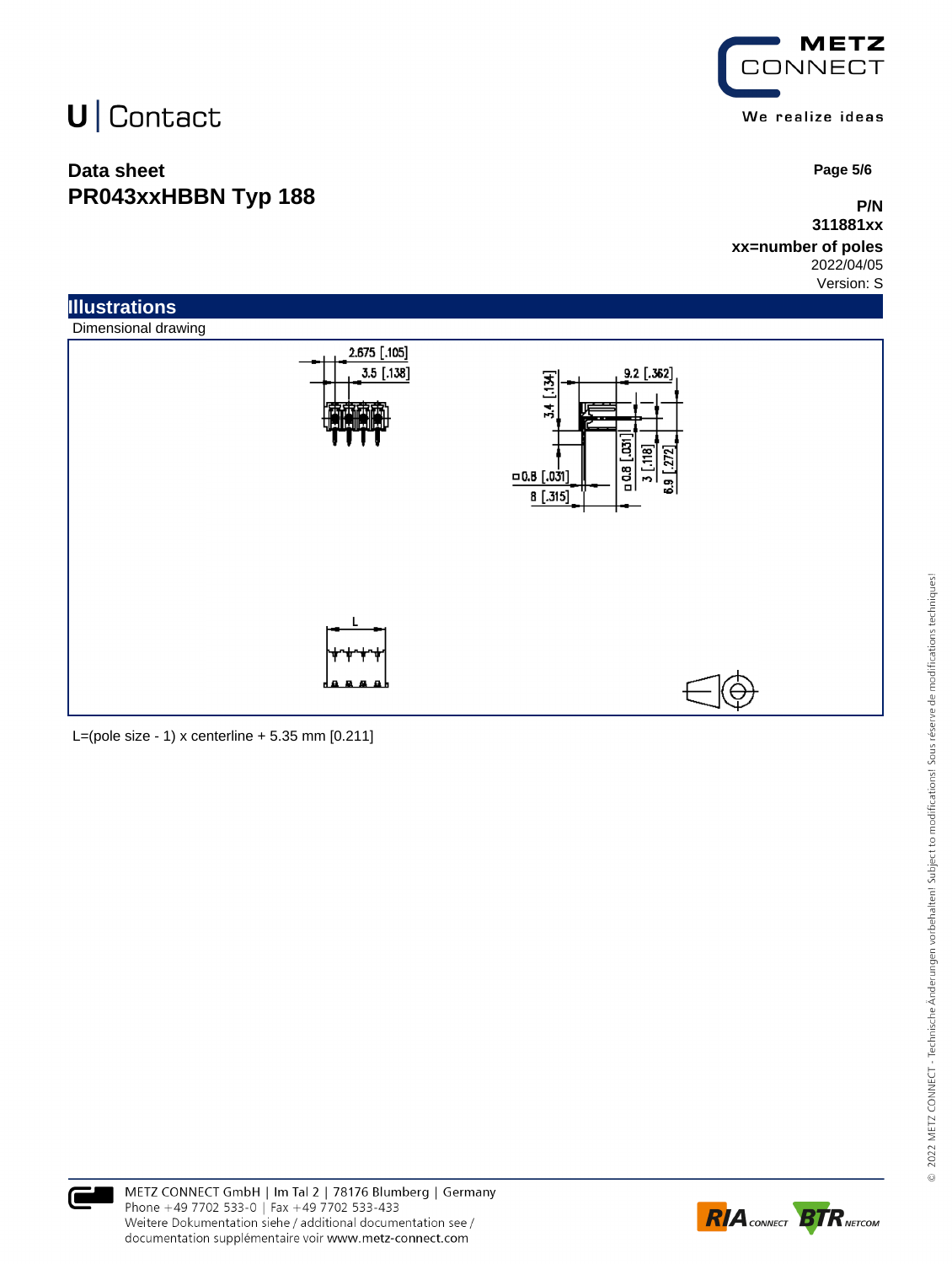# Data sheet
# PR043xxHBBN Typ 188

**P/N**
**311881xx**
**xx=number of poles**
2022/04/05
Version: S

## Illustrations

Dimensional drawing

L=(pole size - 1) x centerline + 5.35 mm [0.211]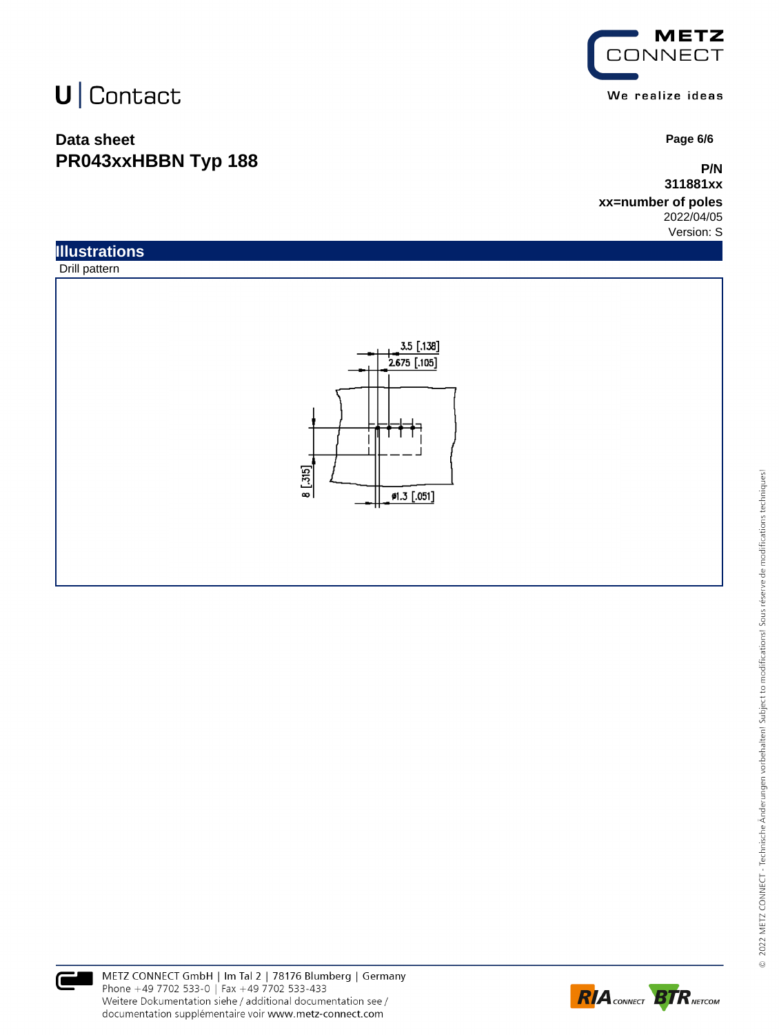# Data sheet
# PR043xxHBBN Typ 188

P/N
311881xx
xx=number of poles
2022/04/05
Version: S

## Illustrations

Drill pattern

3.5 [.138]
2.675 [.105]
8 [.315]
ø1.3 [.051]

METZ CONNECT GmbH | Im Tal 2 | 78176 Blumberg | Germany
Phone +49 7702 533-0 | Fax +49 7702 533-433
Weitere Dokumentation siehe / additional documentation see /
documentation supplémentaire voir www.metz-connect.com

© 2022 METZ CONNECT - Technische Änderungen vorbehalten! Subject to modifications! Sous réserve de modifications techniques!